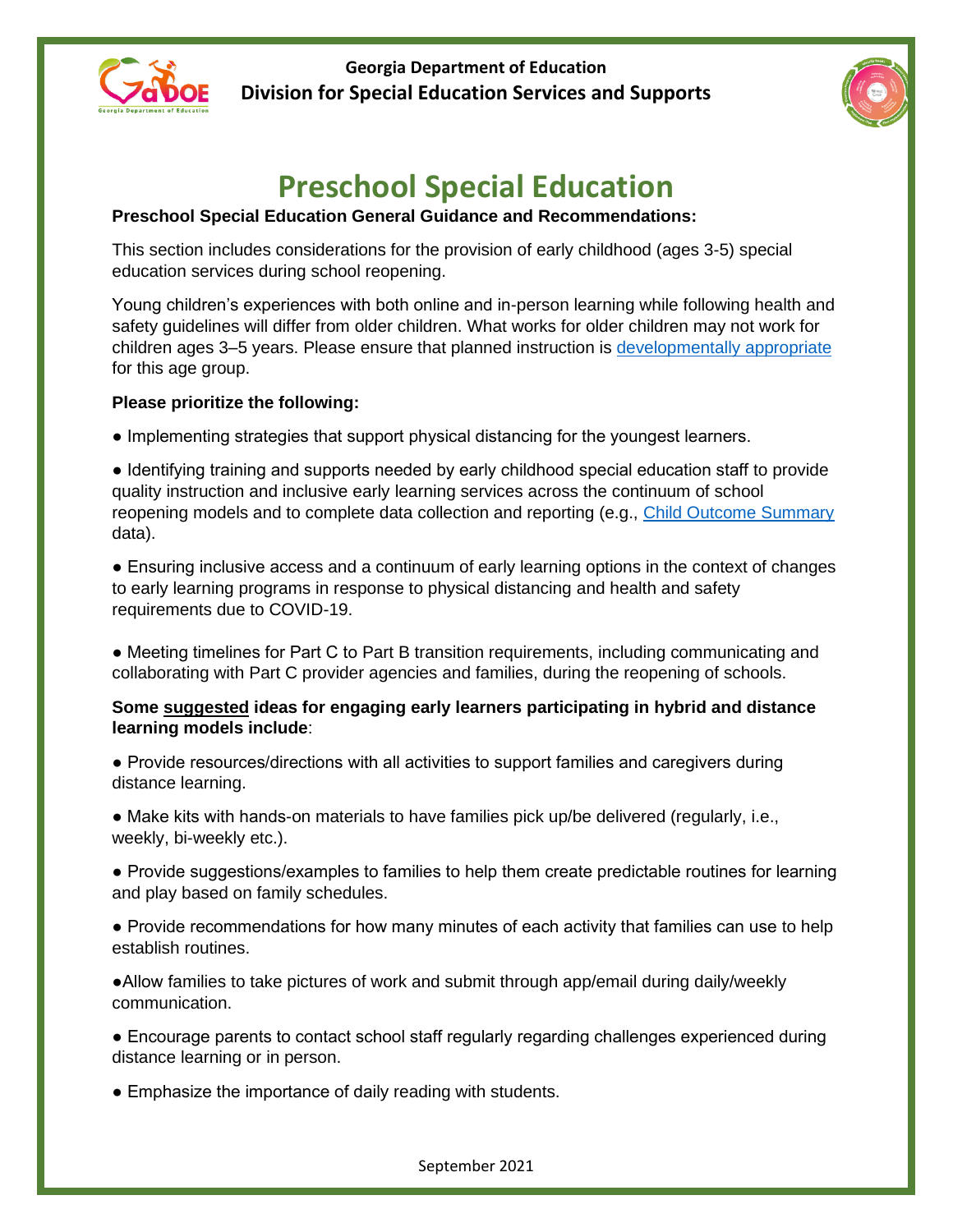Georgia Department of Education

Division for Special Education Services and Supports

# Preschool Special Education

**Preschool Special Education General Guidance and Recommendations:**

This section includes considerations for the provision of early childhood (ages 3-5) special education services during school reopening.

Young children's experiences with both online and in-person learning while following health and safety guidelines will differ from older children. What works for older children may not work for children ages 3–5 years. Please ensure that planned instruction is [developmentally appropriate] for this age group.

**Please prioritize the following:**

● Implementing strategies that support physical distancing for the youngest learners.

● Identifying training and supports needed by early childhood special education staff to provide quality instruction and inclusive early learning services across the continuum of school reopening models and to complete data collection and reporting (e.g., [Child Outcome Summary] data).

● Ensuring inclusive access and a continuum of early learning options in the context of changes to early learning programs in response to physical distancing and health and safety requirements due to COVID-19.

● Meeting timelines for Part C to Part B transition requirements, including communicating and collaborating with Part C provider agencies and families, during the reopening of schools.

**Some <u>suggested</u> ideas for engaging early learners participating in hybrid and distance learning models include**:

● Provide resources/directions with all activities to support families and caregivers during distance learning.

● Make kits with hands-on materials to have families pick up/be delivered (regularly, i.e., weekly, bi-weekly etc.).

● Provide suggestions/examples to families to help them create predictable routines for learning and play based on family schedules.

● Provide recommendations for how many minutes of each activity that families can use to help establish routines.

●Allow families to take pictures of work and submit through app/email during daily/weekly communication.

● Encourage parents to contact school staff regularly regarding challenges experienced during distance learning or in person.

● Emphasize the importance of daily reading with students.

September 2021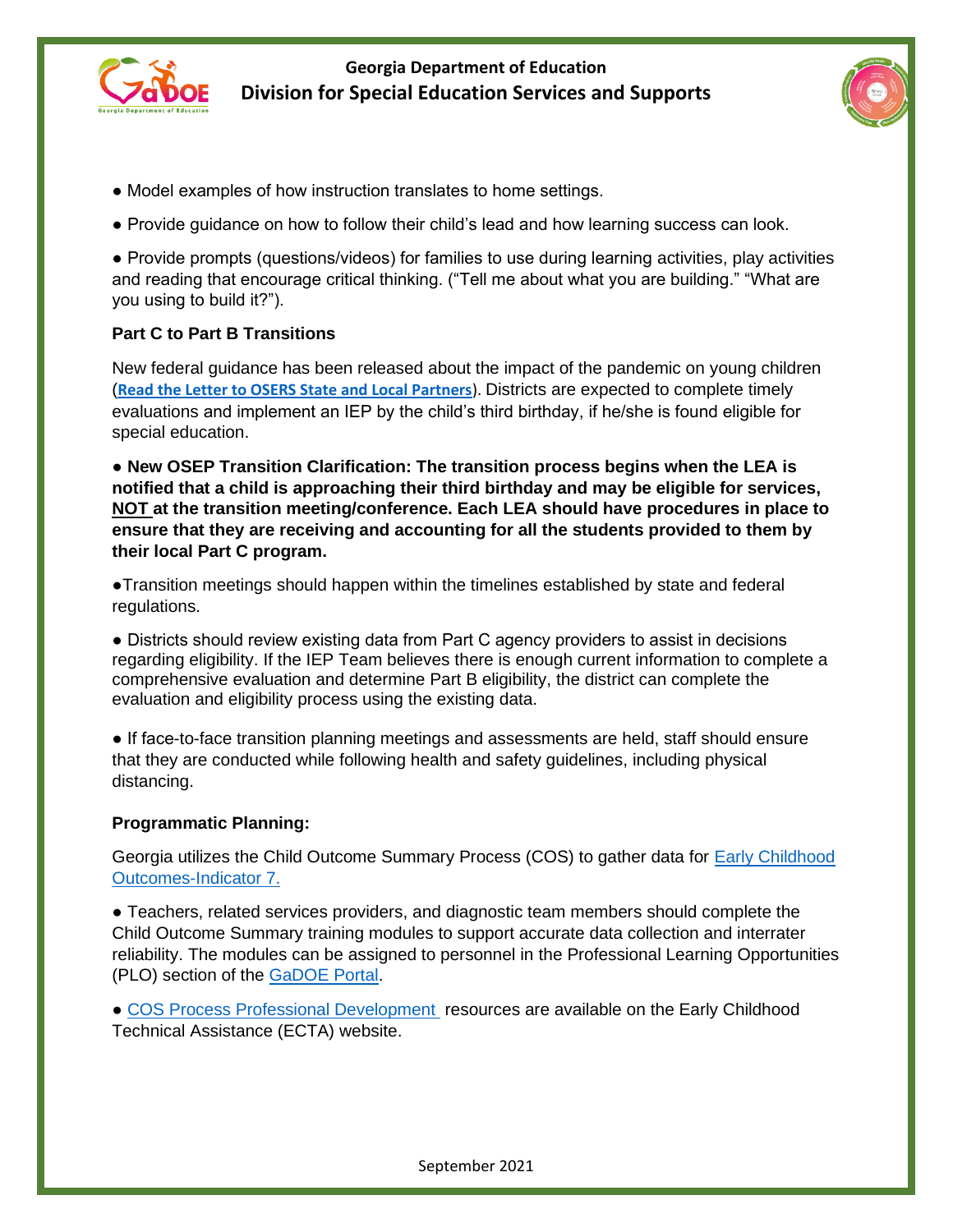- Model examples of how instruction translates to home settings.

- Provide guidance on how to follow their child's lead and how learning success can look.

- Provide prompts (questions/videos) for families to use during learning activities, play activities and reading that encourage critical thinking. ("Tell me about what you are building." "What are you using to build it?").

**Part C to Part B Transitions**

New federal guidance has been released about the impact of the pandemic on young children (**Read the Letter to OSERS State and Local Partners**). Districts are expected to complete timely evaluations and implement an IEP by the child's third birthday, if he/she is found eligible for special education.

- **New OSEP Transition Clarification: The transition process begins when the LEA is notified that a child is approaching their third birthday and may be eligible for services, <u>NOT</u> at the transition meeting/conference. Each LEA should have procedures in place to ensure that they are receiving and accounting for all the students provided to them by their local Part C program.**

- Transition meetings should happen within the timelines established by state and federal regulations.

- Districts should review existing data from Part C agency providers to assist in decisions regarding eligibility. If the IEP Team believes there is enough current information to complete a comprehensive evaluation and determine Part B eligibility, the district can complete the evaluation and eligibility process using the existing data.

- If face-to-face transition planning meetings and assessments are held, staff should ensure that they are conducted while following health and safety guidelines, including physical distancing.

**Programmatic Planning:**

Georgia utilizes the Child Outcome Summary Process (COS) to gather data for Early Childhood Outcomes-Indicator 7.

- Teachers, related services providers, and diagnostic team members should complete the Child Outcome Summary training modules to support accurate data collection and interrater reliability. The modules can be assigned to personnel in the Professional Learning Opportunities (PLO) section of the GaDOE Portal.

- COS Process Professional Development resources are available on the Early Childhood Technical Assistance (ECTA) website.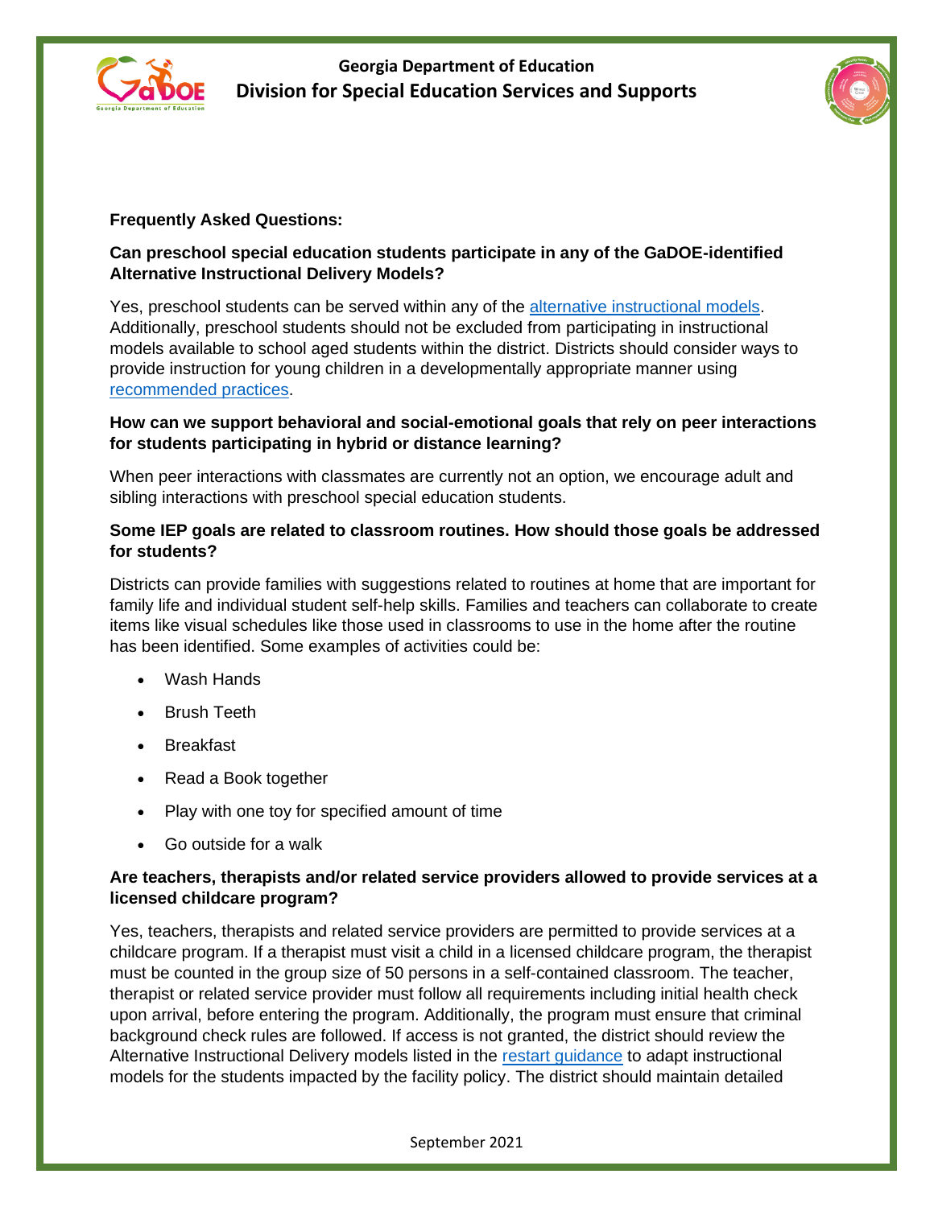**Frequently Asked Questions:**

**Can preschool special education students participate in any of the GaDOE-identified Alternative Instructional Delivery Models?**

Yes, preschool students can be served within any of the alternative instructional models. Additionally, preschool students should not be excluded from participating in instructional models available to school aged students within the district. Districts should consider ways to provide instruction for young children in a developmentally appropriate manner using recommended practices.

**How can we support behavioral and social-emotional goals that rely on peer interactions for students participating in hybrid or distance learning?**

When peer interactions with classmates are currently not an option, we encourage adult and sibling interactions with preschool special education students.

**Some IEP goals are related to classroom routines. How should those goals be addressed for students?**

Districts can provide families with suggestions related to routines at home that are important for family life and individual student self-help skills. Families and teachers can collaborate to create items like visual schedules like those used in classrooms to use in the home after the routine has been identified. Some examples of activities could be:

- Wash Hands
- Brush Teeth
- Breakfast
- Read a Book together
- Play with one toy for specified amount of time
- Go outside for a walk

**Are teachers, therapists and/or related service providers allowed to provide services at a licensed childcare program?**

Yes, teachers, therapists and related service providers are permitted to provide services at a childcare program. If a therapist must visit a child in a licensed childcare program, the therapist must be counted in the group size of 50 persons in a self-contained classroom. The teacher, therapist or related service provider must follow all requirements including initial health check upon arrival, before entering the program. Additionally, the program must ensure that criminal background check rules are followed. If access is not granted, the district should review the Alternative Instructional Delivery models listed in the restart guidance to adapt instructional models for the students impacted by the facility policy. The district should maintain detailed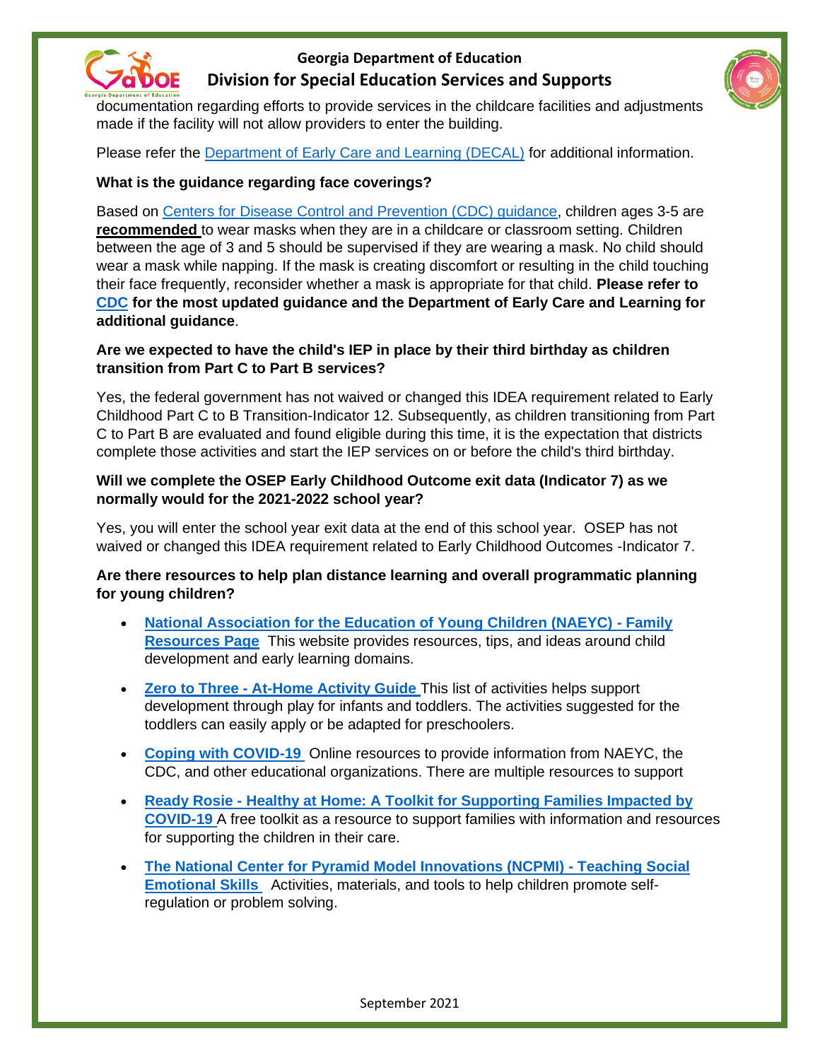documentation regarding efforts to provide services in the childcare facilities and adjustments made if the facility will not allow providers to enter the building.

Please refer the [Department of Early Care and Learning (DECAL)](#) for additional information.

**What is the guidance regarding face coverings?**

Based on [Centers for Disease Control and Prevention (CDC) guidance](#), children ages 3-5 are **recommended** to wear masks when they are in a childcare or classroom setting. Children between the age of 3 and 5 should be supervised if they are wearing a mask. No child should wear a mask while napping. If the mask is creating discomfort or resulting in the child touching their face frequently, reconsider whether a mask is appropriate for that child. **Please refer to [CDC](#) for the most updated guidance and the Department of Early Care and Learning for additional guidance**.

**Are we expected to have the child's IEP in place by their third birthday as children transition from Part C to Part B services?**

Yes, the federal government has not waived or changed this IDEA requirement related to Early Childhood Part C to B Transition-Indicator 12. Subsequently, as children transitioning from Part C to Part B are evaluated and found eligible during this time, it is the expectation that districts complete those activities and start the IEP services on or before the child's third birthday.

**Will we complete the OSEP Early Childhood Outcome exit data (Indicator 7) as we normally would for the 2021-2022 school year?**

Yes, you will enter the school year exit data at the end of this school year. OSEP has not waived or changed this IDEA requirement related to Early Childhood Outcomes -Indicator 7.

**Are there resources to help plan distance learning and overall programmatic planning for young children?**

- **[National Association for the Education of Young Children (NAEYC) - Family Resources Page](#)** This website provides resources, tips, and ideas around child development and early learning domains.
- **[Zero to Three - At-Home Activity Guide](#)** This list of activities helps support development through play for infants and toddlers. The activities suggested for the toddlers can easily apply or be adapted for preschoolers.
- **[Coping with COVID-19](#)** Online resources to provide information from NAEYC, the CDC, and other educational organizations. There are multiple resources to support
- **[Ready Rosie - Healthy at Home: A Toolkit for Supporting Families Impacted by COVID-19](#)** A free toolkit as a resource to support families with information and resources for supporting the children in their care.
- **[The National Center for Pyramid Model Innovations (NCPMI) - Teaching Social Emotional Skills](#)** Activities, materials, and tools to help children promote self-regulation or problem solving.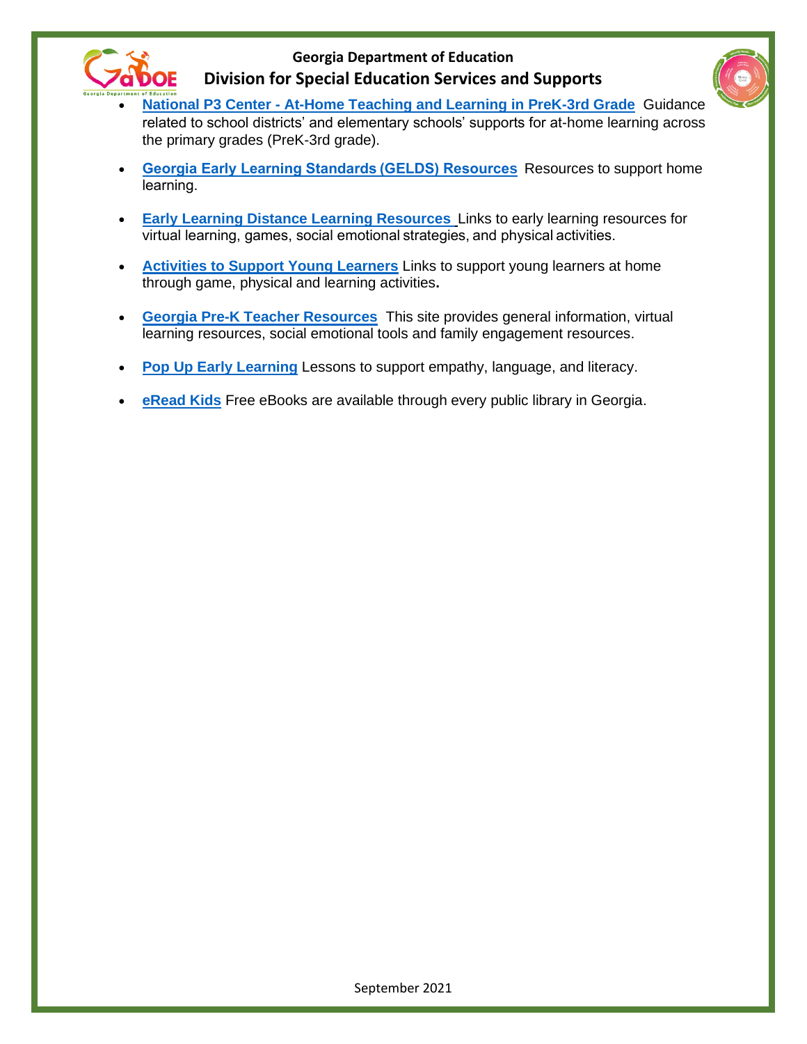- **National P3 Center - At-Home Teaching and Learning in PreK-3rd Grade** Guidance related to school districts' and elementary schools' supports for at-home learning across the primary grades (PreK-3rd grade).

- **Georgia Early Learning Standards (GELDS) Resources** Resources to support home learning.

- **Early Learning Distance Learning Resources** Links to early learning resources for virtual learning, games, social emotional strategies, and physical activities.

- **Activities to Support Young Learners** Links to support young learners at home through game, physical and learning activities**.**

- **Georgia Pre-K Teacher Resources** This site provides general information, virtual learning resources, social emotional tools and family engagement resources.

- **Pop Up Early Learning** Lessons to support empathy, language, and literacy.

- **eRead Kids** Free eBooks are available through every public library in Georgia.